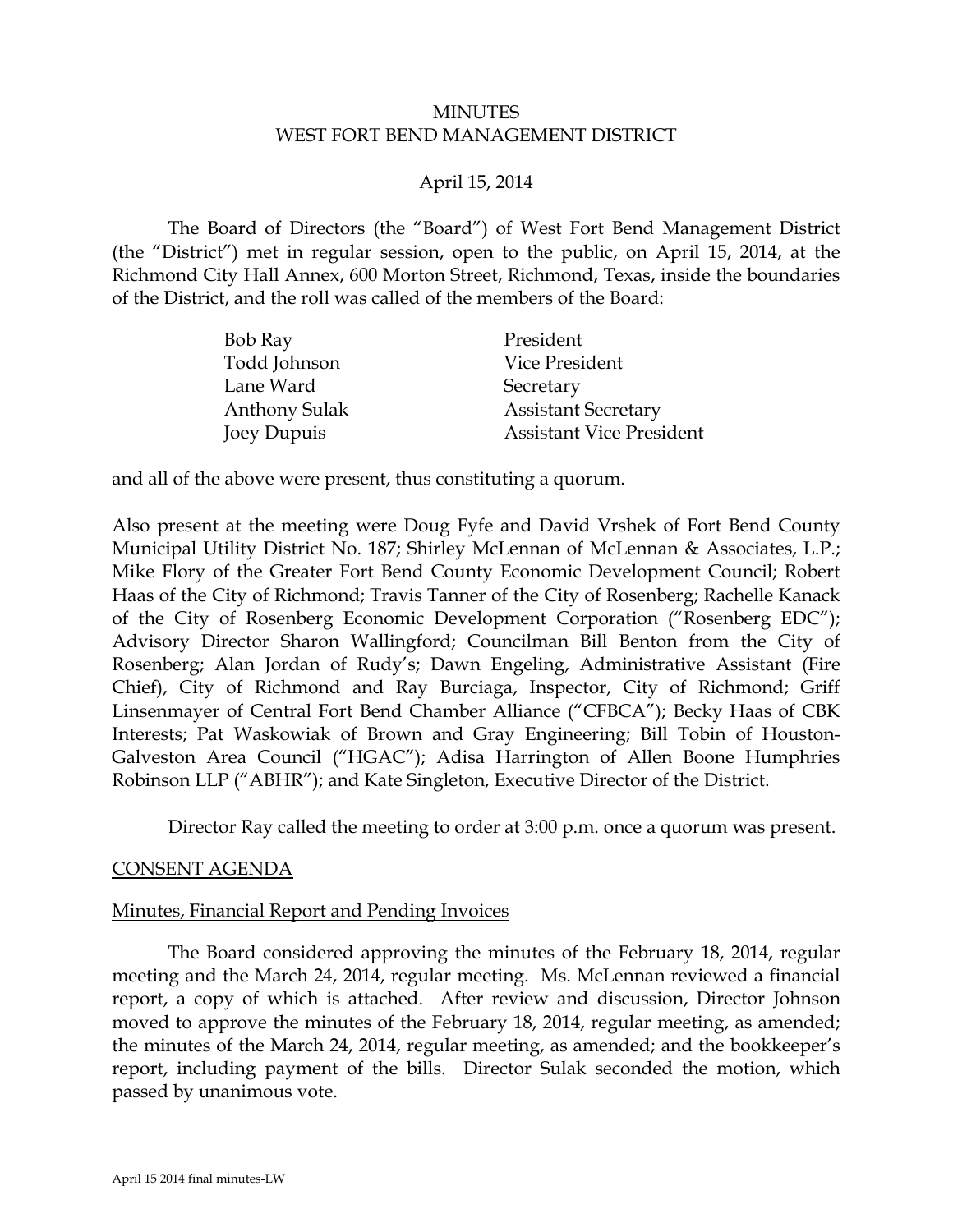# MINUTES
# WEST FORT BEND MANAGEMENT DISTRICT

April 15, 2014

The Board of Directors (the "Board") of West Fort Bend Management District (the "District") met in regular session, open to the public, on April 15, 2014, at the Richmond City Hall Annex, 600 Morton Street, Richmond, Texas, inside the boundaries of the District, and the roll was called of the members of the Board:

| | |
|---|---|
| Bob Ray | President |
| Todd Johnson | Vice President |
| Lane Ward | Secretary |
| Anthony Sulak | Assistant Secretary |
| Joey Dupuis | Assistant Vice President |

and all of the above were present, thus constituting a quorum.

Also present at the meeting were Doug Fyfe and David Vrshek of Fort Bend County Municipal Utility District No. 187; Shirley McLennan of McLennan & Associates, L.P.; Mike Flory of the Greater Fort Bend County Economic Development Council; Robert Haas of the City of Richmond; Travis Tanner of the City of Rosenberg; Rachelle Kanack of the City of Rosenberg Economic Development Corporation ("Rosenberg EDC"); Advisory Director Sharon Wallingford; Councilman Bill Benton from the City of Rosenberg; Alan Jordan of Rudy's; Dawn Engeling, Administrative Assistant (Fire Chief), City of Richmond and Ray Burciaga, Inspector, City of Richmond; Griff Linsenmayer of Central Fort Bend Chamber Alliance ("CFBCA"); Becky Haas of CBK Interests; Pat Waskowiak of Brown and Gray Engineering; Bill Tobin of Houston-Galveston Area Council ("HGAC"); Adisa Harrington of Allen Boone Humphries Robinson LLP ("ABHR"); and Kate Singleton, Executive Director of the District.

Director Ray called the meeting to order at 3:00 p.m. once a quorum was present.

## CONSENT AGENDA

### Minutes, Financial Report and Pending Invoices

The Board considered approving the minutes of the February 18, 2014, regular meeting and the March 24, 2014, regular meeting. Ms. McLennan reviewed a financial report, a copy of which is attached. After review and discussion, Director Johnson moved to approve the minutes of the February 18, 2014, regular meeting, as amended; the minutes of the March 24, 2014, regular meeting, as amended; and the bookkeeper's report, including payment of the bills. Director Sulak seconded the motion, which passed by unanimous vote.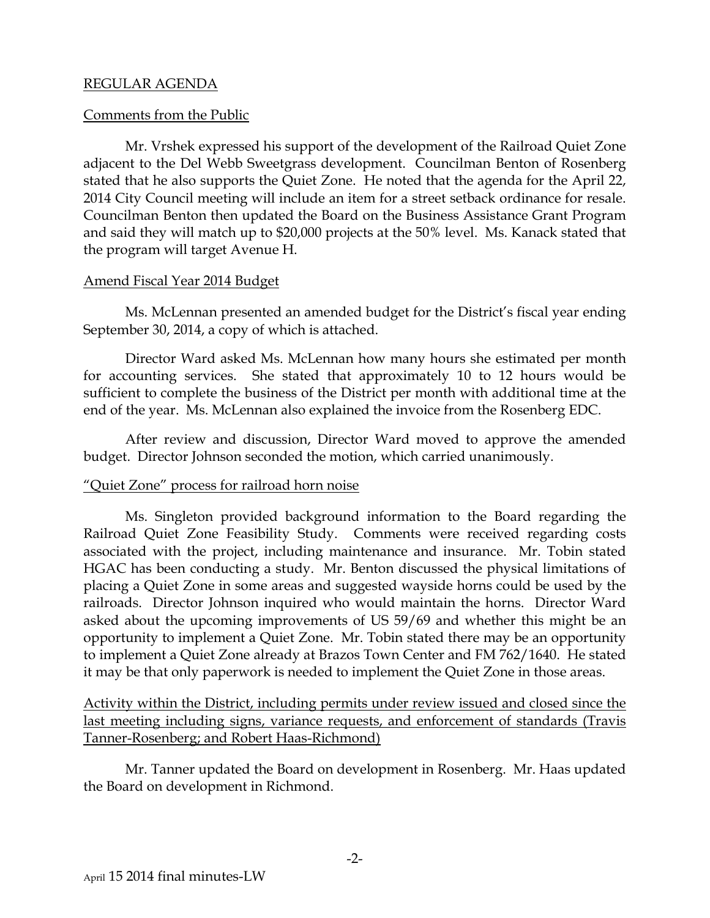REGULAR AGENDA

Comments from the Public

Mr. Vrshek expressed his support of the development of the Railroad Quiet Zone adjacent to the Del Webb Sweetgrass development. Councilman Benton of Rosenberg stated that he also supports the Quiet Zone. He noted that the agenda for the April 22, 2014 City Council meeting will include an item for a street setback ordinance for resale. Councilman Benton then updated the Board on the Business Assistance Grant Program and said they will match up to $20,000 projects at the 50% level. Ms. Kanack stated that the program will target Avenue H.

Amend Fiscal Year 2014 Budget

Ms. McLennan presented an amended budget for the District's fiscal year ending September 30, 2014, a copy of which is attached.

Director Ward asked Ms. McLennan how many hours she estimated per month for accounting services. She stated that approximately 10 to 12 hours would be sufficient to complete the business of the District per month with additional time at the end of the year. Ms. McLennan also explained the invoice from the Rosenberg EDC.

After review and discussion, Director Ward moved to approve the amended budget. Director Johnson seconded the motion, which carried unanimously.

"Quiet Zone" process for railroad horn noise

Ms. Singleton provided background information to the Board regarding the Railroad Quiet Zone Feasibility Study. Comments were received regarding costs associated with the project, including maintenance and insurance. Mr. Tobin stated HGAC has been conducting a study. Mr. Benton discussed the physical limitations of placing a Quiet Zone in some areas and suggested wayside horns could be used by the railroads. Director Johnson inquired who would maintain the horns. Director Ward asked about the upcoming improvements of US 59/69 and whether this might be an opportunity to implement a Quiet Zone. Mr. Tobin stated there may be an opportunity to implement a Quiet Zone already at Brazos Town Center and FM 762/1640. He stated it may be that only paperwork is needed to implement the Quiet Zone in those areas.

Activity within the District, including permits under review issued and closed since the last meeting including signs, variance requests, and enforcement of standards (Travis Tanner-Rosenberg; and Robert Haas-Richmond)

Mr. Tanner updated the Board on development in Rosenberg. Mr. Haas updated the Board on development in Richmond.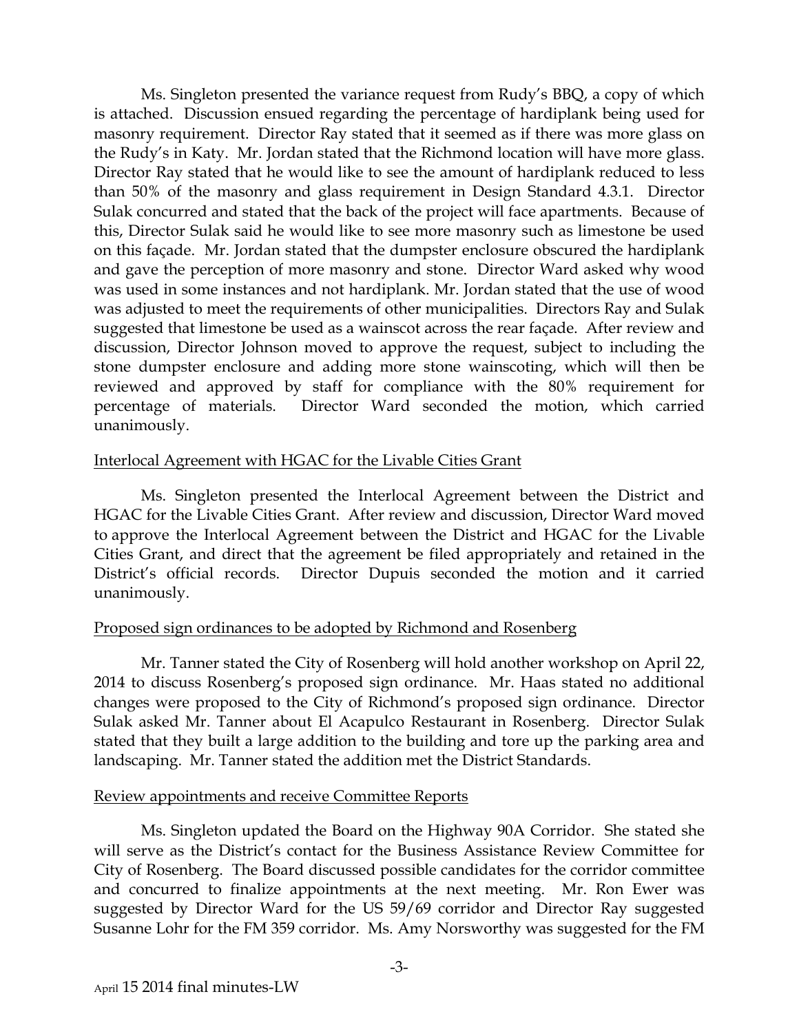Ms. Singleton presented the variance request from Rudy's BBQ, a copy of which is attached. Discussion ensued regarding the percentage of hardiplank being used for masonry requirement. Director Ray stated that it seemed as if there was more glass on the Rudy's in Katy. Mr. Jordan stated that the Richmond location will have more glass. Director Ray stated that he would like to see the amount of hardiplank reduced to less than 50% of the masonry and glass requirement in Design Standard 4.3.1. Director Sulak concurred and stated that the back of the project will face apartments. Because of this, Director Sulak said he would like to see more masonry such as limestone be used on this façade. Mr. Jordan stated that the dumpster enclosure obscured the hardiplank and gave the perception of more masonry and stone. Director Ward asked why wood was used in some instances and not hardiplank. Mr. Jordan stated that the use of wood was adjusted to meet the requirements of other municipalities. Directors Ray and Sulak suggested that limestone be used as a wainscot across the rear façade. After review and discussion, Director Johnson moved to approve the request, subject to including the stone dumpster enclosure and adding more stone wainscoting, which will then be reviewed and approved by staff for compliance with the 80% requirement for percentage of materials. Director Ward seconded the motion, which carried unanimously.

Interlocal Agreement with HGAC for the Livable Cities Grant

Ms. Singleton presented the Interlocal Agreement between the District and HGAC for the Livable Cities Grant. After review and discussion, Director Ward moved to approve the Interlocal Agreement between the District and HGAC for the Livable Cities Grant, and direct that the agreement be filed appropriately and retained in the District's official records. Director Dupuis seconded the motion and it carried unanimously.

Proposed sign ordinances to be adopted by Richmond and Rosenberg

Mr. Tanner stated the City of Rosenberg will hold another workshop on April 22, 2014 to discuss Rosenberg's proposed sign ordinance. Mr. Haas stated no additional changes were proposed to the City of Richmond's proposed sign ordinance. Director Sulak asked Mr. Tanner about El Acapulco Restaurant in Rosenberg. Director Sulak stated that they built a large addition to the building and tore up the parking area and landscaping. Mr. Tanner stated the addition met the District Standards.

Review appointments and receive Committee Reports

Ms. Singleton updated the Board on the Highway 90A Corridor. She stated she will serve as the District's contact for the Business Assistance Review Committee for City of Rosenberg. The Board discussed possible candidates for the corridor committee and concurred to finalize appointments at the next meeting. Mr. Ron Ewer was suggested by Director Ward for the US 59/69 corridor and Director Ray suggested Susanne Lohr for the FM 359 corridor. Ms. Amy Norsworthy was suggested for the FM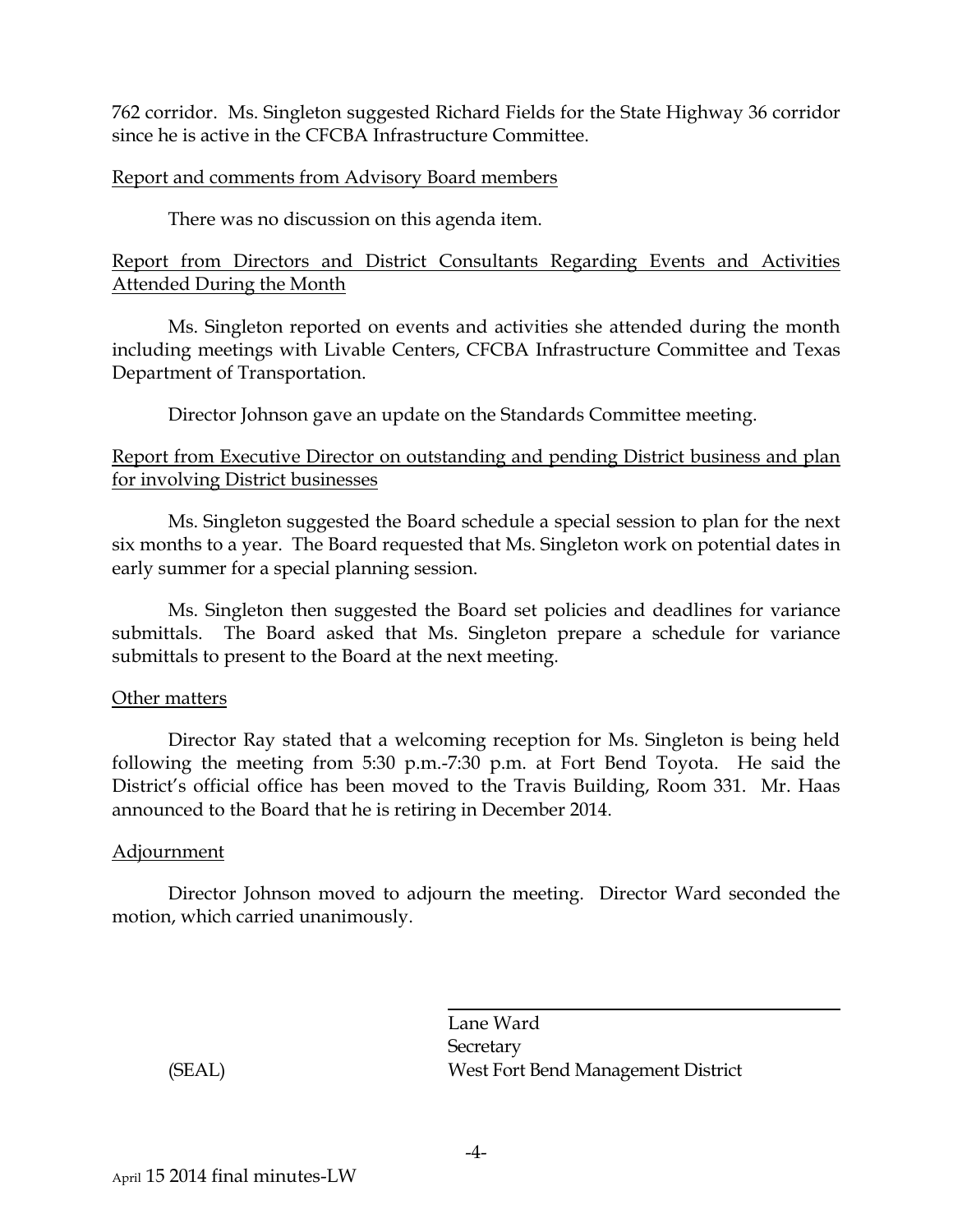762 corridor. Ms. Singleton suggested Richard Fields for the State Highway 36 corridor since he is active in the CFCBA Infrastructure Committee.

Report and comments from Advisory Board members

There was no discussion on this agenda item.

Report from Directors and District Consultants Regarding Events and Activities Attended During the Month

Ms. Singleton reported on events and activities she attended during the month including meetings with Livable Centers, CFCBA Infrastructure Committee and Texas Department of Transportation.

Director Johnson gave an update on the Standards Committee meeting.

Report from Executive Director on outstanding and pending District business and plan for involving District businesses

Ms. Singleton suggested the Board schedule a special session to plan for the next six months to a year. The Board requested that Ms. Singleton work on potential dates in early summer for a special planning session.

Ms. Singleton then suggested the Board set policies and deadlines for variance submittals. The Board asked that Ms. Singleton prepare a schedule for variance submittals to present to the Board at the next meeting.

Other matters

Director Ray stated that a welcoming reception for Ms. Singleton is being held following the meeting from 5:30 p.m.-7:30 p.m. at Fort Bend Toyota. He said the District's official office has been moved to the Travis Building, Room 331. Mr. Haas announced to the Board that he is retiring in December 2014.

Adjournment

Director Johnson moved to adjourn the meeting. Director Ward seconded the motion, which carried unanimously.

Lane Ward
Secretary
West Fort Bend Management District

(SEAL)

April 15 2014 final minutes-LW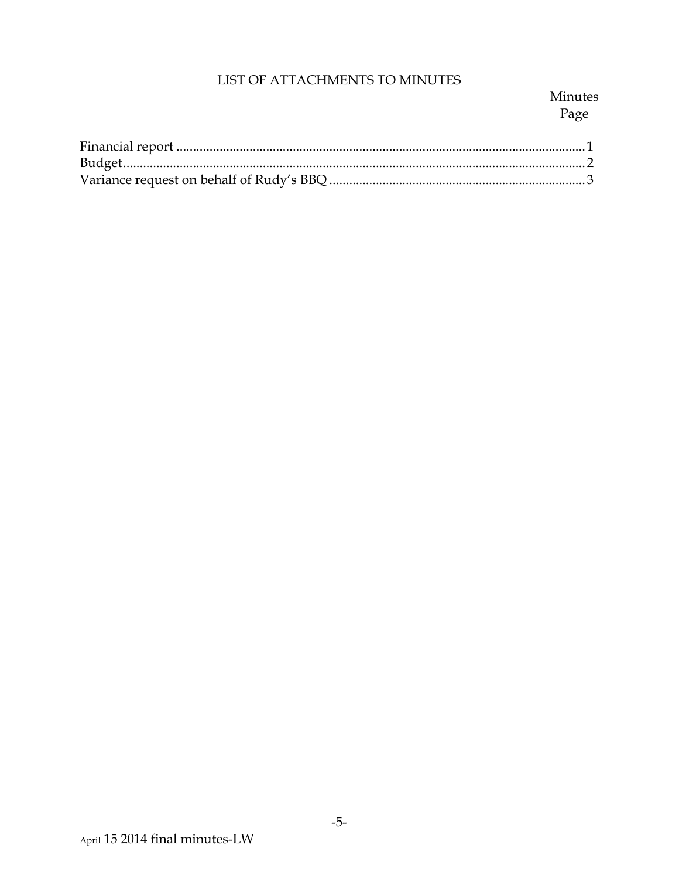# LIST OF ATTACHMENTS TO MINUTES

| | Minutes Page |
|---|---|
| Financial report | 1 |
| Budget | 2 |
| Variance request on behalf of Rudy's BBQ | 3 |

April 15 2014 final minutes-LW